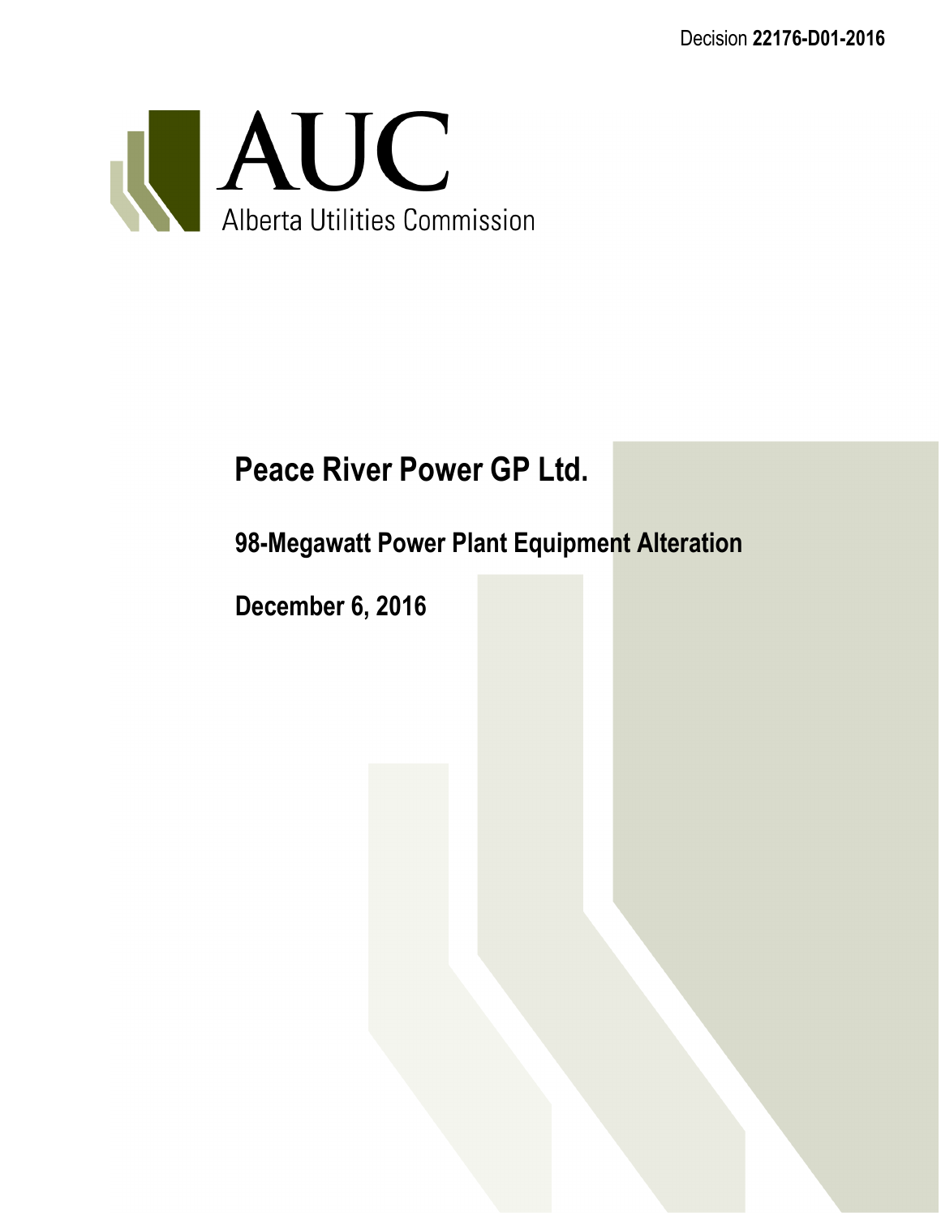Decision **22176-D01-2016**

AUC
Alberta Utilities Commission

# Peace River Power GP Ltd.

## 98-Megawatt Power Plant Equipment Alteration

## December 6, 2016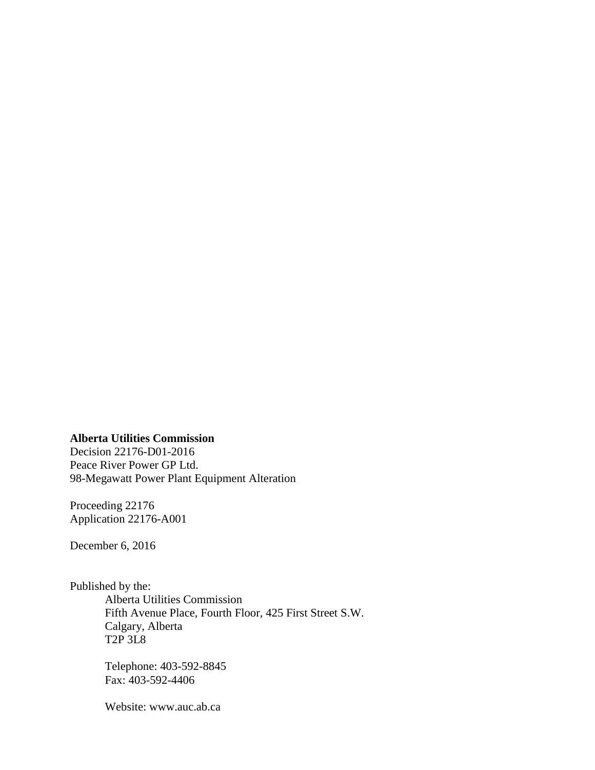**Alberta Utilities Commission**
Decision 22176-D01-2016
Peace River Power GP Ltd.
98-Megawatt Power Plant Equipment Alteration

Proceeding 22176
Application 22176-A001

December 6, 2016

Published by the:

Alberta Utilities Commission
Fifth Avenue Place, Fourth Floor, 425 First Street S.W.
Calgary, Alberta
T2P 3L8

Telephone: 403-592-8845
Fax: 403-592-4406

Website: www.auc.ab.ca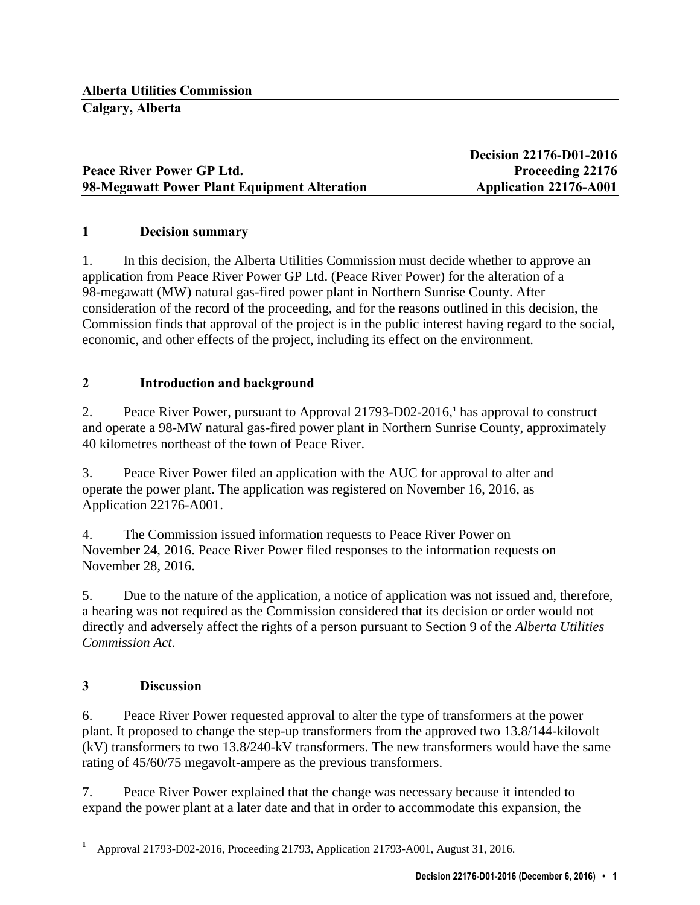**Alberta Utilities Commission**

**Calgary, Alberta**

**Decision 22176-D01-2016**

**Peace River Power GP Ltd.** **Proceeding 22176**

**98-Megawatt Power Plant Equipment Alteration** **Application 22176-A001**

## 1 Decision summary

1. In this decision, the Alberta Utilities Commission must decide whether to approve an application from Peace River Power GP Ltd. (Peace River Power) for the alteration of a 98-megawatt (MW) natural gas-fired power plant in Northern Sunrise County. After consideration of the record of the proceeding, and for the reasons outlined in this decision, the Commission finds that approval of the project is in the public interest having regard to the social, economic, and other effects of the project, including its effect on the environment.

## 2 Introduction and background

2. Peace River Power, pursuant to Approval 21793-D02-2016,[1] has approval to construct and operate a 98-MW natural gas-fired power plant in Northern Sunrise County, approximately 40 kilometres northeast of the town of Peace River.

3. Peace River Power filed an application with the AUC for approval to alter and operate the power plant. The application was registered on November 16, 2016, as Application 22176-A001.

4. The Commission issued information requests to Peace River Power on November 24, 2016. Peace River Power filed responses to the information requests on November 28, 2016.

5. Due to the nature of the application, a notice of application was not issued and, therefore, a hearing was not required as the Commission considered that its decision or order would not directly and adversely affect the rights of a person pursuant to Section 9 of the *Alberta Utilities Commission Act*.

## 3 Discussion

6. Peace River Power requested approval to alter the type of transformers at the power plant. It proposed to change the step-up transformers from the approved two 13.8/144-kilovolt (kV) transformers to two 13.8/240-kV transformers. The new transformers would have the same rating of 45/60/75 megavolt-ampere as the previous transformers.

7. Peace River Power explained that the change was necessary because it intended to expand the power plant at a later date and that in order to accommodate this expansion, the

[1] Approval 21793-D02-2016, Proceeding 21793, Application 21793-A001, August 31, 2016.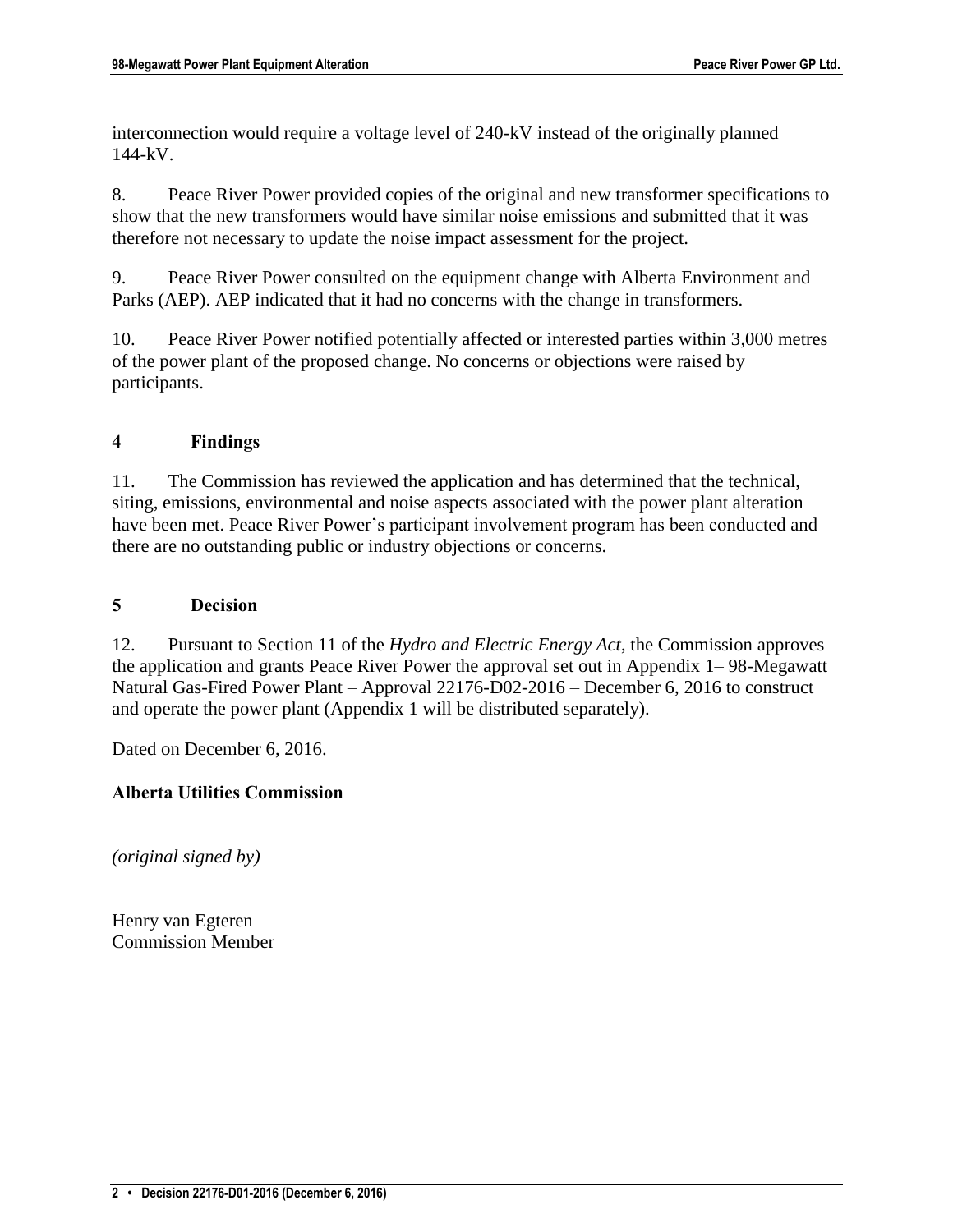interconnection would require a voltage level of 240-kV instead of the originally planned 144-kV.

8. Peace River Power provided copies of the original and new transformer specifications to show that the new transformers would have similar noise emissions and submitted that it was therefore not necessary to update the noise impact assessment for the project.

9. Peace River Power consulted on the equipment change with Alberta Environment and Parks (AEP). AEP indicated that it had no concerns with the change in transformers.

10. Peace River Power notified potentially affected or interested parties within 3,000 metres of the power plant of the proposed change. No concerns or objections were raised by participants.

## 4 Findings

11. The Commission has reviewed the application and has determined that the technical, siting, emissions, environmental and noise aspects associated with the power plant alteration have been met. Peace River Power's participant involvement program has been conducted and there are no outstanding public or industry objections or concerns.

## 5 Decision

12. Pursuant to Section 11 of the *Hydro and Electric Energy Act*, the Commission approves the application and grants Peace River Power the approval set out in Appendix 1– 98-Megawatt Natural Gas-Fired Power Plant – Approval 22176-D02-2016 – December 6, 2016 to construct and operate the power plant (Appendix 1 will be distributed separately).

Dated on December 6, 2016.

**Alberta Utilities Commission**

*(original signed by)*

Henry van Egteren
Commission Member